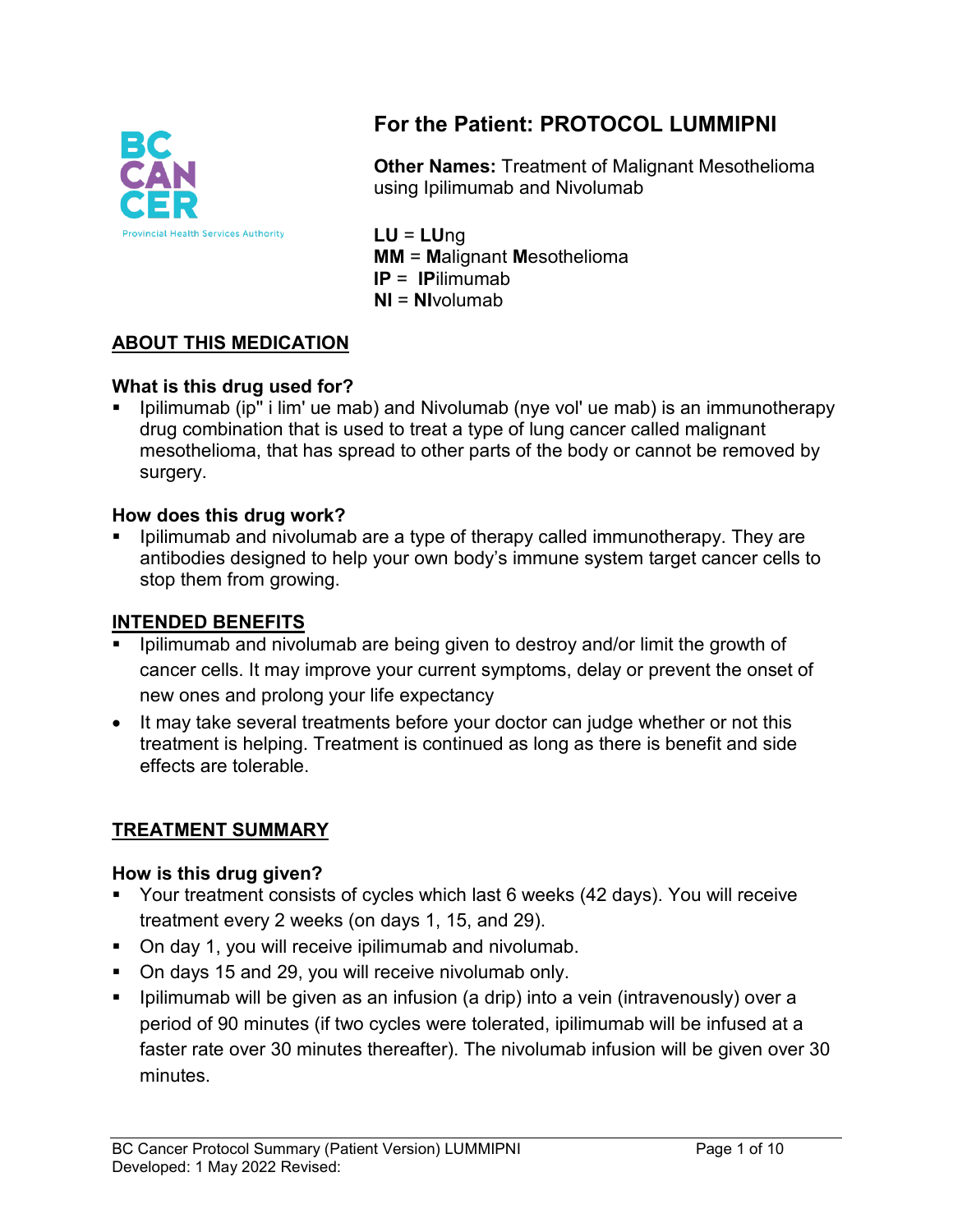# For the Patient: PROTOCOL LUMMIPNI

**Other Names:** Treatment of Malignant Mesothelioma using Ipilimumab and Nivolumab

**LU** = **LU**ng
**MM** = **M**alignant **M**esothelioma
**IP** = **IP**ilimumab
**NI** = **NI**volumab

## ABOUT THIS MEDICATION

### What is this drug used for?

- Ipilimumab (ip'' i lim' ue mab) and Nivolumab (nye vol' ue mab) is an immunotherapy drug combination that is used to treat a type of lung cancer called malignant mesothelioma, that has spread to other parts of the body or cannot be removed by surgery.

### How does this drug work?

- Ipilimumab and nivolumab are a type of therapy called immunotherapy. They are antibodies designed to help your own body's immune system target cancer cells to stop them from growing.

## INTENDED BENEFITS

- Ipilimumab and nivolumab are being given to destroy and/or limit the growth of cancer cells. It may improve your current symptoms, delay or prevent the onset of new ones and prolong your life expectancy
- It may take several treatments before your doctor can judge whether or not this treatment is helping. Treatment is continued as long as there is benefit and side effects are tolerable.

## TREATMENT SUMMARY

### How is this drug given?

- Your treatment consists of cycles which last 6 weeks (42 days). You will receive treatment every 2 weeks (on days 1, 15, and 29).
- On day 1, you will receive ipilimumab and nivolumab.
- On days 15 and 29, you will receive nivolumab only.
- Ipilimumab will be given as an infusion (a drip) into a vein (intravenously) over a period of 90 minutes (if two cycles were tolerated, ipilimumab will be infused at a faster rate over 30 minutes thereafter). The nivolumab infusion will be given over 30 minutes.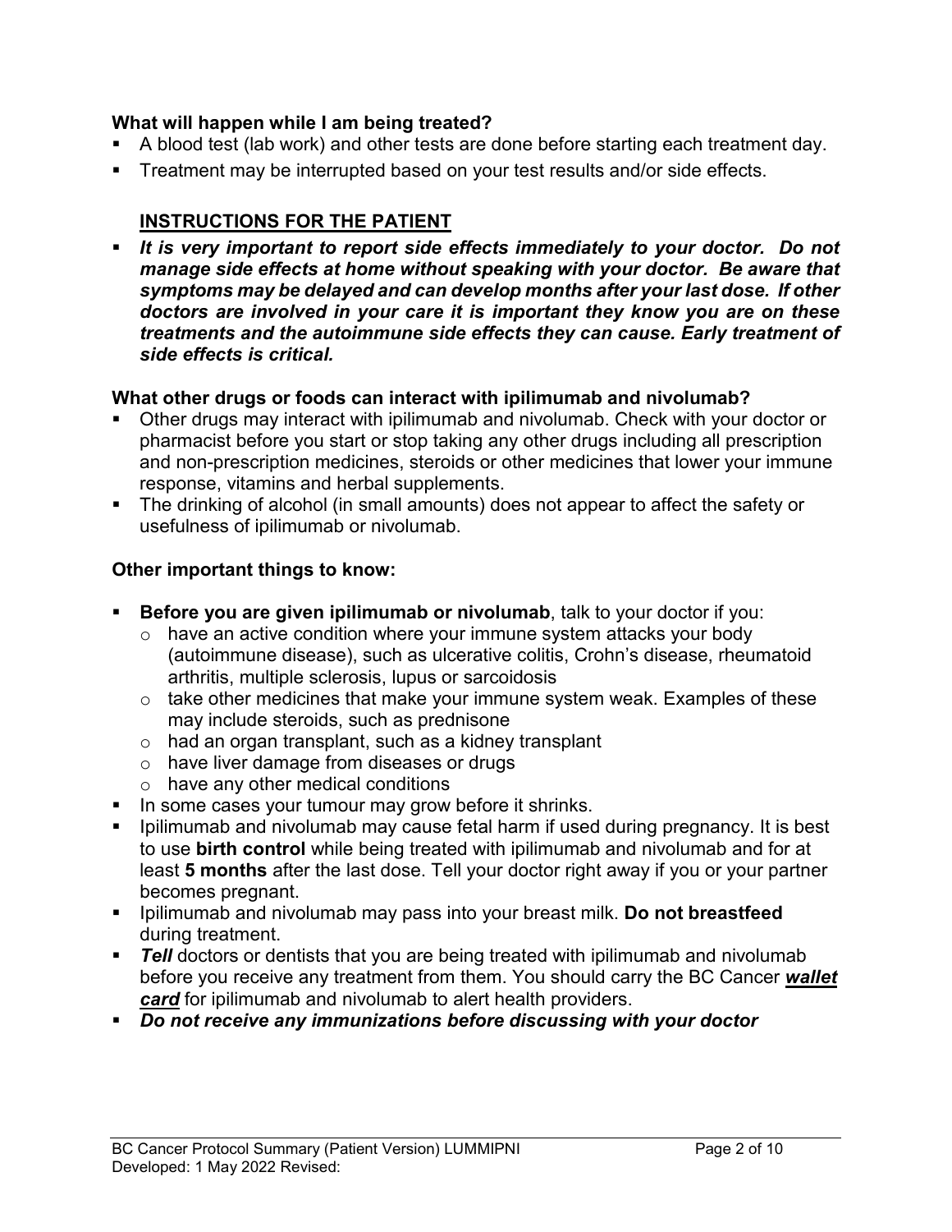**What will happen while I am being treated?**

- A blood test (lab work) and other tests are done before starting each treatment day.
- Treatment may be interrupted based on your test results and/or side effects.

## INSTRUCTIONS FOR THE PATIENT

- ***It is very important to report side effects immediately to your doctor. Do not manage side effects at home without speaking with your doctor. Be aware that symptoms may be delayed and can develop months after your last dose. If other doctors are involved in your care it is important they know you are on these treatments and the autoimmune side effects they can cause. Early treatment of side effects is critical.***

**What other drugs or foods can interact with ipilimumab and nivolumab?**

- Other drugs may interact with ipilimumab and nivolumab. Check with your doctor or pharmacist before you start or stop taking any other drugs including all prescription and non-prescription medicines, steroids or other medicines that lower your immune response, vitamins and herbal supplements.
- The drinking of alcohol (in small amounts) does not appear to affect the safety or usefulness of ipilimumab or nivolumab.

**Other important things to know:**

- **Before you are given ipilimumab or nivolumab**, talk to your doctor if you:
  - have an active condition where your immune system attacks your body (autoimmune disease), such as ulcerative colitis, Crohn's disease, rheumatoid arthritis, multiple sclerosis, lupus or sarcoidosis
  - take other medicines that make your immune system weak. Examples of these may include steroids, such as prednisone
  - had an organ transplant, such as a kidney transplant
  - have liver damage from diseases or drugs
  - have any other medical conditions
- In some cases your tumour may grow before it shrinks.
- Ipilimumab and nivolumab may cause fetal harm if used during pregnancy. It is best to use **birth control** while being treated with ipilimumab and nivolumab and for at least **5 months** after the last dose. Tell your doctor right away if you or your partner becomes pregnant.
- Ipilimumab and nivolumab may pass into your breast milk. **Do not breastfeed** during treatment.
- ***Tell*** doctors or dentists that you are being treated with ipilimumab and nivolumab before you receive any treatment from them. You should carry the BC Cancer ***wallet card*** for ipilimumab and nivolumab to alert health providers.
- ***Do not receive any immunizations before discussing with your doctor***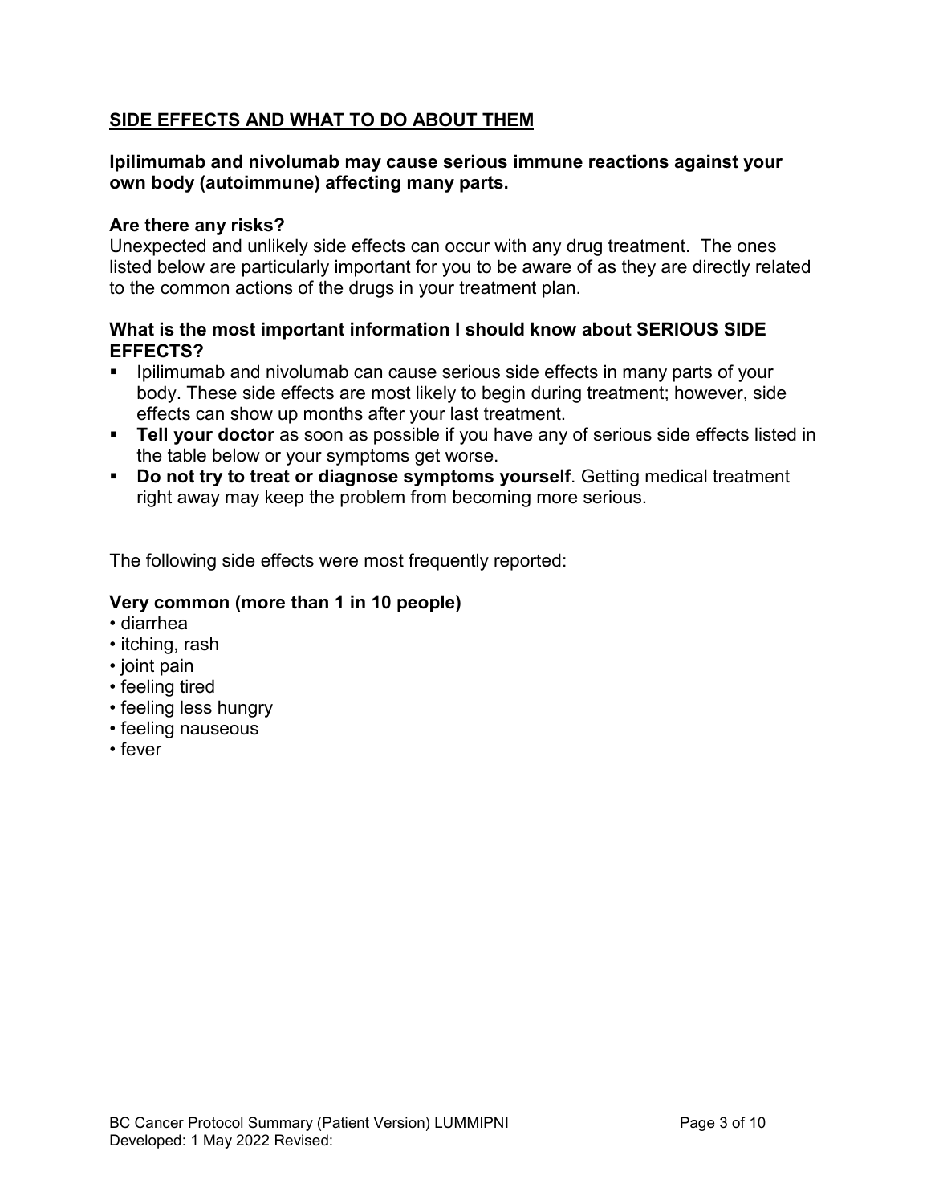## SIDE EFFECTS AND WHAT TO DO ABOUT THEM

**Ipilimumab and nivolumab may cause serious immune reactions against your own body (autoimmune) affecting many parts.**

**Are there any risks?**

Unexpected and unlikely side effects can occur with any drug treatment. The ones listed below are particularly important for you to be aware of as they are directly related to the common actions of the drugs in your treatment plan.

**What is the most important information I should know about SERIOUS SIDE EFFECTS?**

- Ipilimumab and nivolumab can cause serious side effects in many parts of your body. These side effects are most likely to begin during treatment; however, side effects can show up months after your last treatment.
- **Tell your doctor** as soon as possible if you have any of serious side effects listed in the table below or your symptoms get worse.
- **Do not try to treat or diagnose symptoms yourself**. Getting medical treatment right away may keep the problem from becoming more serious.

The following side effects were most frequently reported:

**Very common (more than 1 in 10 people)**

- diarrhea
- itching, rash
- joint pain
- feeling tired
- feeling less hungry
- feeling nauseous
- fever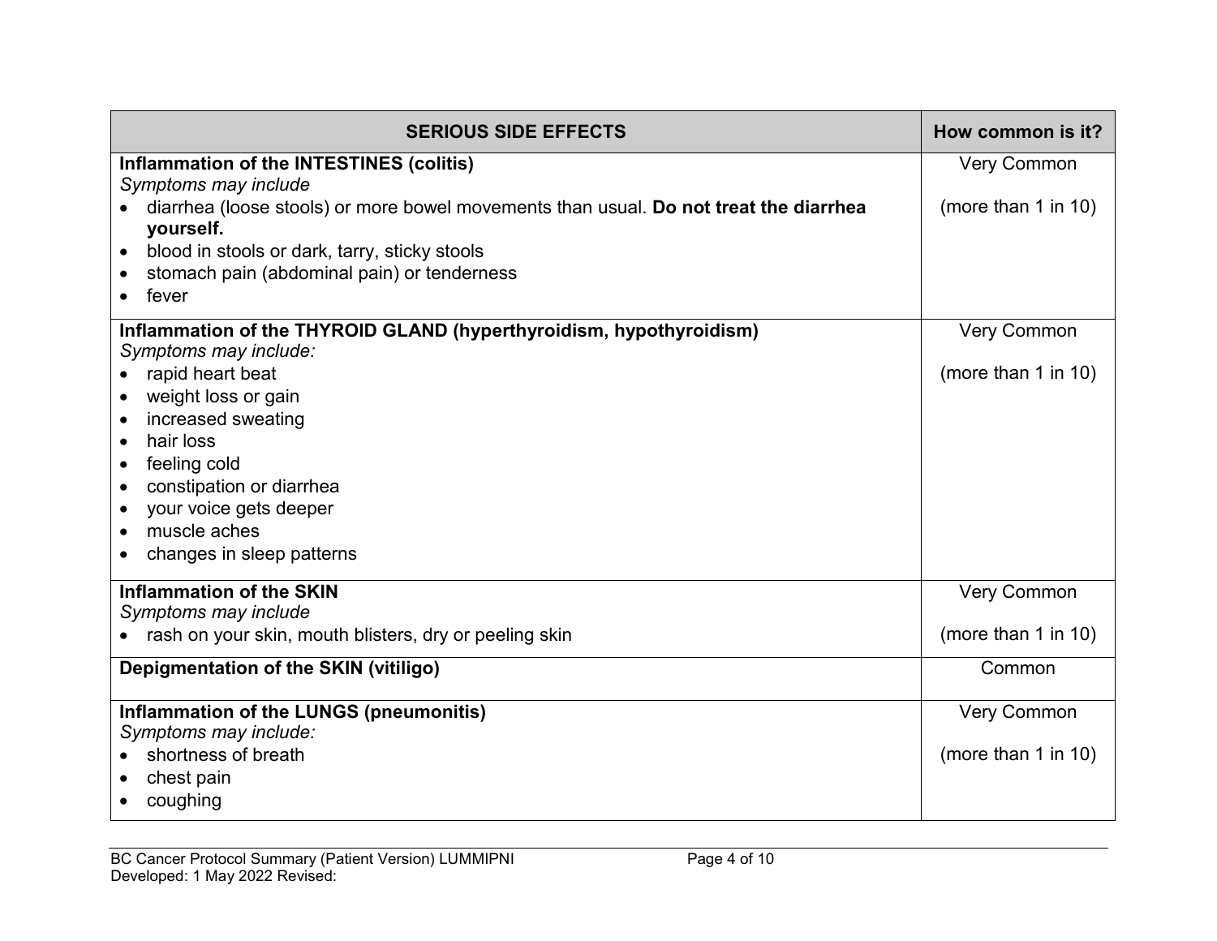| SERIOUS SIDE EFFECTS | How common is it? |
|---|---|
| **Inflammation of the INTESTINES (colitis)**<br>*Symptoms may include*<br>• diarrhea (loose stools) or more bowel movements than usual. **Do not treat the diarrhea yourself.**<br>• blood in stools or dark, tarry, sticky stools<br>• stomach pain (abdominal pain) or tenderness<br>• fever | Very Common<br><br>(more than 1 in 10) |
| **Inflammation of the THYROID GLAND (hyperthyroidism, hypothyroidism)**<br>*Symptoms may include:*<br>• rapid heart beat<br>• weight loss or gain<br>• increased sweating<br>• hair loss<br>• feeling cold<br>• constipation or diarrhea<br>• your voice gets deeper<br>• muscle aches<br>• changes in sleep patterns | Very Common<br><br>(more than 1 in 10) |
| **Inflammation of the SKIN**<br>*Symptoms may include*<br>• rash on your skin, mouth blisters, dry or peeling skin | Very Common<br><br>(more than 1 in 10) |
| **Depigmentation of the SKIN (vitiligo)** | Common |
| **Inflammation of the LUNGS (pneumonitis)**<br>*Symptoms may include:*<br>• shortness of breath<br>• chest pain<br>• coughing | Very Common<br><br>(more than 1 in 10) |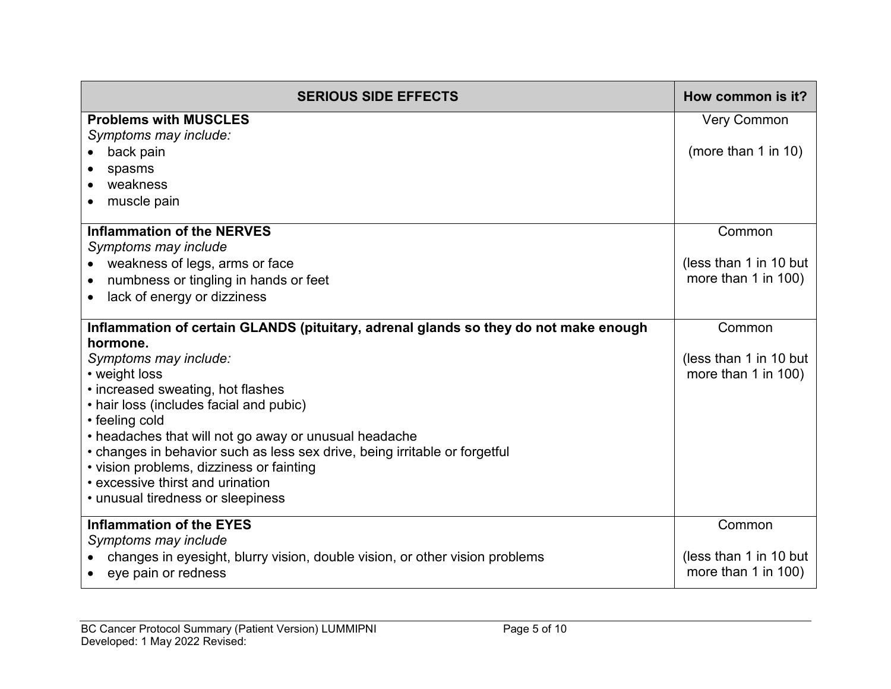| SERIOUS SIDE EFFECTS | How common is it? |
| --- | --- |
| **Problems with MUSCLES**<br>*Symptoms may include:*<br>• back pain<br>• spasms<br>• weakness<br>• muscle pain | Very Common<br><br>(more than 1 in 10) |
| **Inflammation of the NERVES**<br>*Symptoms may include*<br>• weakness of legs, arms or face<br>• numbness or tingling in hands or feet<br>• lack of energy or dizziness | Common<br><br>(less than 1 in 10 but more than 1 in 100) |
| **Inflammation of certain GLANDS (pituitary, adrenal glands so they do not make enough hormone.**<br>*Symptoms may include:*<br>• weight loss<br>• increased sweating, hot flashes<br>• hair loss (includes facial and pubic)<br>• feeling cold<br>• headaches that will not go away or unusual headache<br>• changes in behavior such as less sex drive, being irritable or forgetful<br>• vision problems, dizziness or fainting<br>• excessive thirst and urination<br>• unusual tiredness or sleepiness | Common<br><br>(less than 1 in 10 but more than 1 in 100) |
| **Inflammation of the EYES**<br>*Symptoms may include*<br>• changes in eyesight, blurry vision, double vision, or other vision problems<br>• eye pain or redness | Common<br><br>(less than 1 in 10 but more than 1 in 100) |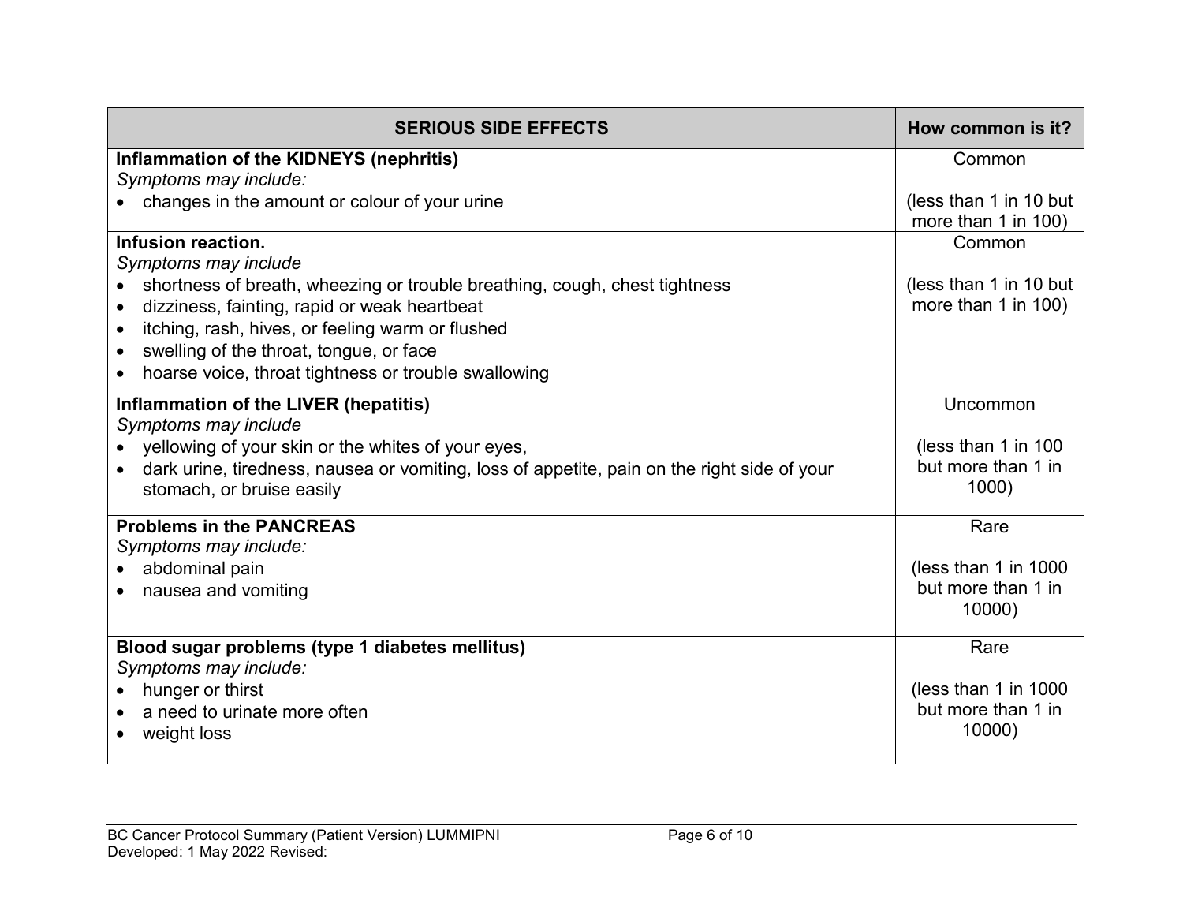| SERIOUS SIDE EFFECTS | How common is it? |
|---|---|
| **Inflammation of the KIDNEYS (nephritis)**<br>*Symptoms may include:*<br>• changes in the amount or colour of your urine | Common<br><br>(less than 1 in 10 but more than 1 in 100) |
| **Infusion reaction.**<br>*Symptoms may include*<br>• shortness of breath, wheezing or trouble breathing, cough, chest tightness<br>• dizziness, fainting, rapid or weak heartbeat<br>• itching, rash, hives, or feeling warm or flushed<br>• swelling of the throat, tongue, or face<br>• hoarse voice, throat tightness or trouble swallowing | Common<br><br>(less than 1 in 10 but more than 1 in 100) |
| **Inflammation of the LIVER (hepatitis)**<br>*Symptoms may include*<br>• yellowing of your skin or the whites of your eyes,<br>• dark urine, tiredness, nausea or vomiting, loss of appetite, pain on the right side of your stomach, or bruise easily | Uncommon<br><br>(less than 1 in 100 but more than 1 in 1000) |
| **Problems in the PANCREAS**<br>*Symptoms may include:*<br>• abdominal pain<br>• nausea and vomiting | Rare<br><br>(less than 1 in 1000 but more than 1 in 10000) |
| **Blood sugar problems (type 1 diabetes mellitus)**<br>*Symptoms may include:*<br>• hunger or thirst<br>• a need to urinate more often<br>• weight loss | Rare<br><br>(less than 1 in 1000 but more than 1 in 10000) |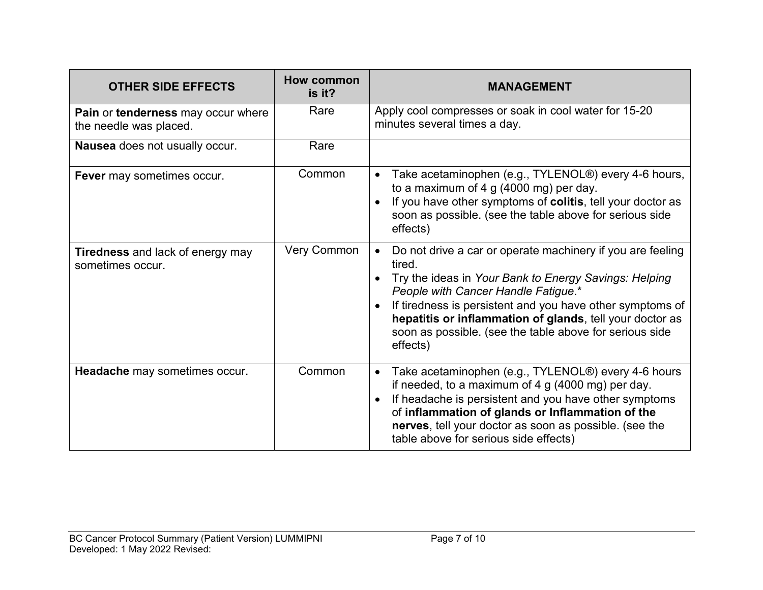| OTHER SIDE EFFECTS | How common is it? | MANAGEMENT |
|---|---|---|
| **Pain** or **tenderness** may occur where the needle was placed. | Rare | Apply cool compresses or soak in cool water for 15-20 minutes several times a day. |
| **Nausea** does not usually occur. | Rare | |
| **Fever** may sometimes occur. | Common | • Take acetaminophen (e.g., TYLENOL®) every 4-6 hours, to a maximum of 4 g (4000 mg) per day.<br>• If you have other symptoms of **colitis**, tell your doctor as soon as possible. (see the table above for serious side effects) |
| **Tiredness** and lack of energy may sometimes occur. | Very Common | • Do not drive a car or operate machinery if you are feeling tired.<br>• Try the ideas in *Your Bank to Energy Savings: Helping People with Cancer Handle Fatigue*.*<br>• If tiredness is persistent and you have other symptoms of **hepatitis or inflammation of glands**, tell your doctor as soon as possible. (see the table above for serious side effects) |
| **Headache** may sometimes occur. | Common | • Take acetaminophen (e.g., TYLENOL®) every 4-6 hours if needed, to a maximum of 4 g (4000 mg) per day.<br>• If headache is persistent and you have other symptoms of **inflammation of glands or Inflammation of the nerves**, tell your doctor as soon as possible. (see the table above for serious side effects) |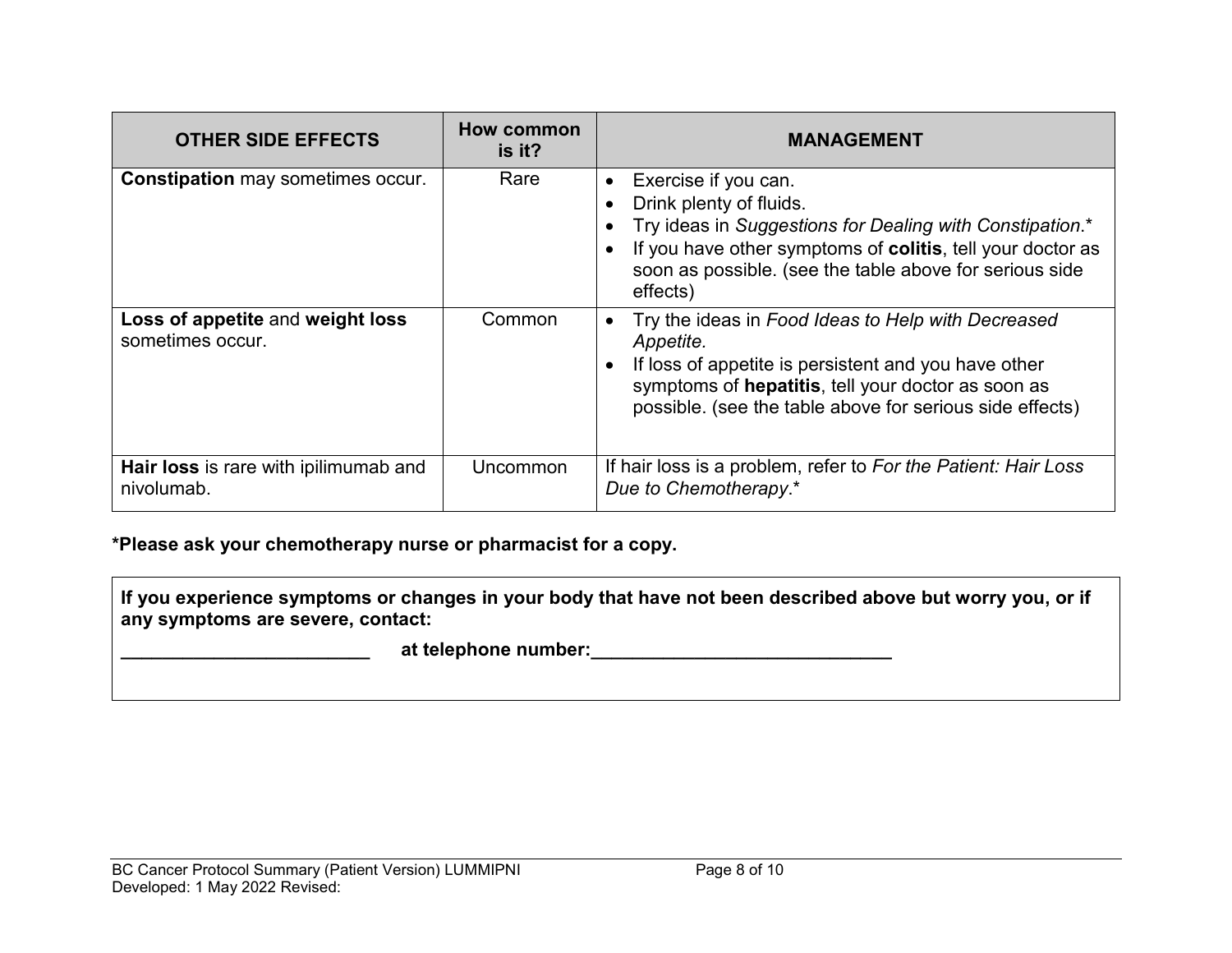| OTHER SIDE EFFECTS | How common is it? | MANAGEMENT |
|---|---|---|
| **Constipation** may sometimes occur. | Rare | • Exercise if you can.<br>• Drink plenty of fluids.<br>• Try ideas in *Suggestions for Dealing with Constipation*.*<br>• If you have other symptoms of **colitis**, tell your doctor as soon as possible. (see the table above for serious side effects) |
| **Loss of appetite** and **weight loss** sometimes occur. | Common | • Try the ideas in *Food Ideas to Help with Decreased Appetite.*<br>• If loss of appetite is persistent and you have other symptoms of **hepatitis**, tell your doctor as soon as possible. (see the table above for serious side effects) |
| **Hair loss** is rare with ipilimumab and nivolumab. | Uncommon | If hair loss is a problem, refer to *For the Patient: Hair Loss Due to Chemotherapy*.* |

**\*Please ask your chemotherapy nurse or pharmacist for a copy.**

**If you experience symptoms or changes in your body that have not been described above but worry you, or if any symptoms are severe, contact:**

**________________________ at telephone number:_____________________________**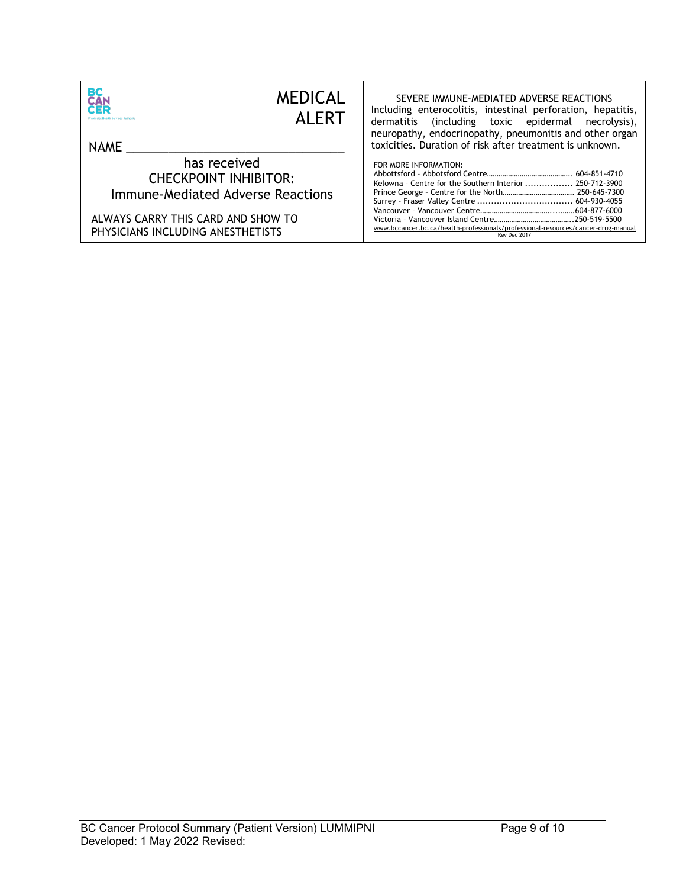BC CANCER

Provincial Health Services Authority

MEDICAL ALERT

NAME ___________________________

has received

CHECKPOINT INHIBITOR:

Immune-Mediated Adverse Reactions

ALWAYS CARRY THIS CARD AND SHOW TO PHYSICIANS INCLUDING ANESTHETISTS

SEVERE IMMUNE-MEDIATED ADVERSE REACTIONS

Including enterocolitis, intestinal perforation, hepatitis, dermatitis (including toxic epidermal necrolysis), neuropathy, endocrinopathy, pneumonitis and other organ toxicities. Duration of risk after treatment is unknown.

FOR MORE INFORMATION:

Abbottsford – Abbotsford Centre........................................... 604-851-4710
Kelowna – Centre for the Southern Interior ................. 250-712-3900
Prince George – Centre for the North.................................... 250-645-7300
Surrey – Fraser Valley Centre .................................. 604-930-4055
Vancouver – Vancouver Centre.........................................604-877-6000
Victoria – Vancouver Island Centre.........................................250-519-5500
www.bccancer.bc.ca/health-professionals/professional-resources/cancer-drug-manual

Rev Dec 2017

BC Cancer Protocol Summary (Patient Version) LUMMIPNI
Developed: 1 May 2022 Revised: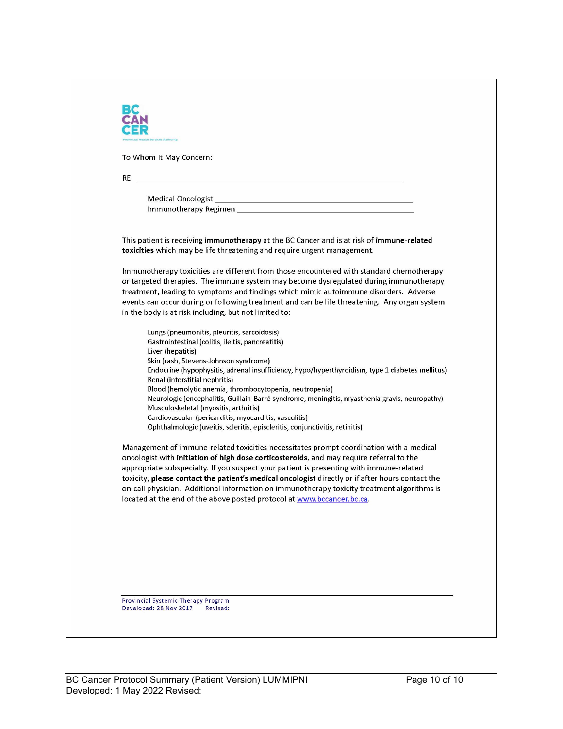BC CANCER
Provincial Health Services Authority

To Whom It May Concern:

RE: ______________________________________________

Medical Oncologist ______________________________________

Immunotherapy Regimen ___________________________________

This patient is receiving **immunotherapy** at the BC Cancer and is at risk of **immune-related toxicities** which may be life threatening and require urgent management.

Immunotherapy toxicities are different from those encountered with standard chemotherapy or targeted therapies. The immune system may become dysregulated during immunotherapy treatment, leading to symptoms and findings which mimic autoimmune disorders. Adverse events can occur during or following treatment and can be life threatening. Any organ system in the body is at risk including, but not limited to:

- Lungs (pneumonitis, pleuritis, sarcoidosis)
- Gastrointestinal (colitis, ileitis, pancreatitis)
- Liver (hepatitis)
- Skin (rash, Stevens-Johnson syndrome)
- Endocrine (hypophysitis, adrenal insufficiency, hypo/hyperthyroidism, type 1 diabetes mellitus)
- Renal (interstitial nephritis)
- Blood (hemolytic anemia, thrombocytopenia, neutropenia)
- Neurologic (encephalitis, Guillain-Barré syndrome, meningitis, myasthenia gravis, neuropathy)
- Musculoskeletal (myositis, arthritis)
- Cardiovascular (pericarditis, myocarditis, vasculitis)
- Ophthalmologic (uveitis, scleritis, episcleritis, conjunctivitis, retinitis)

Management of immune-related toxicities necessitates prompt coordination with a medical oncologist with **initiation of high dose corticosteroids**, and may require referral to the appropriate subspecialty. If you suspect your patient is presenting with immune-related toxicity, **please contact the patient's medical oncologist** directly or if after hours contact the on-call physician. Additional information on immunotherapy toxicity treatment algorithms is located at the end of the above posted protocol at www.bccancer.bc.ca.

Provincial Systemic Therapy Program
Developed: 28 Nov 2017 Revised: